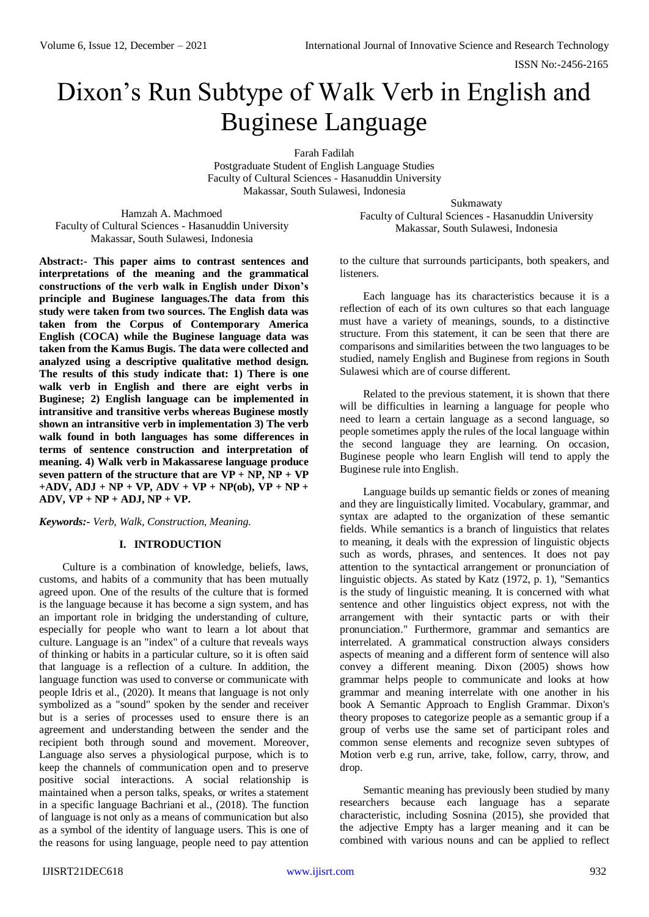# Dixon's Run Subtype of Walk Verb in English and Buginese Language

Farah Fadilah
Postgraduate Student of English Language Studies
Faculty of Cultural Sciences - Hasanuddin University
Makassar, South Sulawesi, Indonesia

Hamzah A. Machmoed
Faculty of Cultural Sciences - Hasanuddin University
Makassar, South Sulawesi, Indonesia

Sukmawaty
Faculty of Cultural Sciences - Hasanuddin University
Makassar, South Sulawesi, Indonesia

**Abstract:- This paper aims to contrast sentences and interpretations of the meaning and the grammatical constructions of the verb walk in English under Dixon's principle and Buginese languages.The data from this study were taken from two sources. The English data was taken from the Corpus of Contemporary America English (COCA) while the Buginese language data was taken from the Kamus Bugis. The data were collected and analyzed using a descriptive qualitative method design. The results of this study indicate that: 1) There is one walk verb in English and there are eight verbs in Buginese; 2) English language can be implemented in intransitive and transitive verbs whereas Buginese mostly shown an intransitive verb in implementation 3) The verb walk found in both languages has some differences in terms of sentence construction and interpretation of meaning. 4) Walk verb in Makassarese language produce seven pattern of the structure that are VP + NP, NP + VP +ADV, ADJ + NP + VP, ADV + VP + NP(ob), VP + NP + ADV, VP + NP + ADJ, NP + VP.**

***Keywords:-** Verb, Walk, Construction, Meaning.*

## I. INTRODUCTION

Culture is a combination of knowledge, beliefs, laws, customs, and habits of a community that has been mutually agreed upon. One of the results of the culture that is formed is the language because it has become a sign system, and has an important role in bridging the understanding of culture, especially for people who want to learn a lot about that culture. Language is an "index" of a culture that reveals ways of thinking or habits in a particular culture, so it is often said that language is a reflection of a culture. In addition, the language function was used to converse or communicate with people Idris et al., (2020). It means that language is not only symbolized as a "sound" spoken by the sender and receiver but is a series of processes used to ensure there is an agreement and understanding between the sender and the recipient both through sound and movement. Moreover, Language also serves a physiological purpose, which is to keep the channels of communication open and to preserve positive social interactions. A social relationship is maintained when a person talks, speaks, or writes a statement in a specific language Bachriani et al., (2018). The function of language is not only as a means of communication but also as a symbol of the identity of language users. This is one of the reasons for using language, people need to pay attention to the culture that surrounds participants, both speakers, and listeners.

Each language has its characteristics because it is a reflection of each of its own cultures so that each language must have a variety of meanings, sounds, to a distinctive structure. From this statement, it can be seen that there are comparisons and similarities between the two languages to be studied, namely English and Buginese from regions in South Sulawesi which are of course different.

Related to the previous statement, it is shown that there will be difficulties in learning a language for people who need to learn a certain language as a second language, so people sometimes apply the rules of the local language within the second language they are learning. On occasion, Buginese people who learn English will tend to apply the Buginese rule into English.

Language builds up semantic fields or zones of meaning and they are linguistically limited. Vocabulary, grammar, and syntax are adapted to the organization of these semantic fields. While semantics is a branch of linguistics that relates to meaning, it deals with the expression of linguistic objects such as words, phrases, and sentences. It does not pay attention to the syntactical arrangement or pronunciation of linguistic objects. As stated by Katz (1972, p. 1), "Semantics is the study of linguistic meaning. It is concerned with what sentence and other linguistics object express, not with the arrangement with their syntactic parts or with their pronunciation." Furthermore, grammar and semantics are interrelated. A grammatical construction always considers aspects of meaning and a different form of sentence will also convey a different meaning. Dixon (2005) shows how grammar helps people to communicate and looks at how grammar and meaning interrelate with one another in his book A Semantic Approach to English Grammar. Dixon's theory proposes to categorize people as a semantic group if a group of verbs use the same set of participant roles and common sense elements and recognize seven subtypes of Motion verb e.g run, arrive, take, follow, carry, throw, and drop.

Semantic meaning has previously been studied by many researchers because each language has a separate characteristic, including Sosnina (2015), she provided that the adjective Empty has a larger meaning and it can be combined with various nouns and can be applied to reflect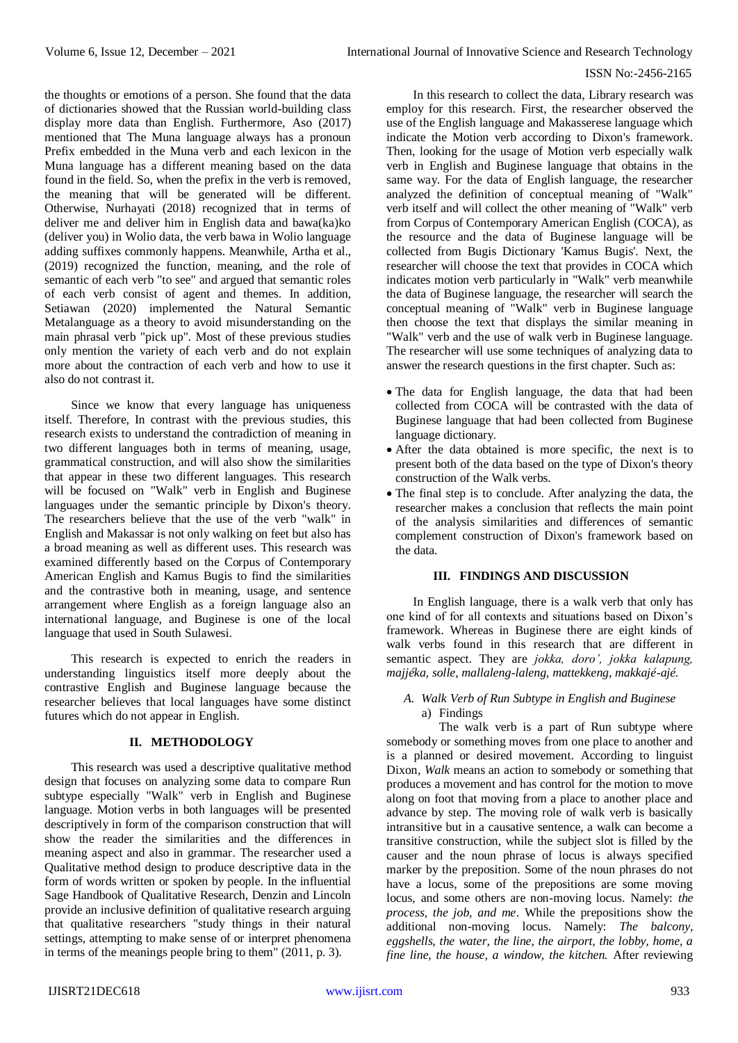the thoughts or emotions of a person. She found that the data of dictionaries showed that the Russian world-building class display more data than English. Furthermore, Aso (2017) mentioned that The Muna language always has a pronoun Prefix embedded in the Muna verb and each lexicon in the Muna language has a different meaning based on the data found in the field. So, when the prefix in the verb is removed, the meaning that will be generated will be different. Otherwise, Nurhayati (2018) recognized that in terms of deliver me and deliver him in English data and bawa(ka)ko (deliver you) in Wolio data, the verb bawa in Wolio language adding suffixes commonly happens. Meanwhile, Artha et al., (2019) recognized the function, meaning, and the role of semantic of each verb "to see" and argued that semantic roles of each verb consist of agent and themes. In addition, Setiawan (2020) implemented the Natural Semantic Metalanguage as a theory to avoid misunderstanding on the main phrasal verb "pick up". Most of these previous studies only mention the variety of each verb and do not explain more about the contraction of each verb and how to use it also do not contrast it.

Since we know that every language has uniqueness itself. Therefore, In contrast with the previous studies, this research exists to understand the contradiction of meaning in two different languages both in terms of meaning, usage, grammatical construction, and will also show the similarities that appear in these two different languages. This research will be focused on "Walk" verb in English and Buginese languages under the semantic principle by Dixon's theory. The researchers believe that the use of the verb "walk" in English and Makassar is not only walking on feet but also has a broad meaning as well as different uses. This research was examined differently based on the Corpus of Contemporary American English and Kamus Bugis to find the similarities and the contrastive both in meaning, usage, and sentence arrangement where English as a foreign language also an international language, and Buginese is one of the local language that used in South Sulawesi.

This research is expected to enrich the readers in understanding linguistics itself more deeply about the contrastive English and Buginese language because the researcher believes that local languages have some distinct futures which do not appear in English.

## II. METHODOLOGY

This research was used a descriptive qualitative method design that focuses on analyzing some data to compare Run subtype especially "Walk" verb in English and Buginese language. Motion verbs in both languages will be presented descriptively in form of the comparison construction that will show the reader the similarities and the differences in meaning aspect and also in grammar. The researcher used a Qualitative method design to produce descriptive data in the form of words written or spoken by people. In the influential Sage Handbook of Qualitative Research, Denzin and Lincoln provide an inclusive definition of qualitative research arguing that qualitative researchers "study things in their natural settings, attempting to make sense of or interpret phenomena in terms of the meanings people bring to them" (2011, p. 3).

In this research to collect the data, Library research was employ for this research. First, the researcher observed the use of the English language and Makassarese language which indicate the Motion verb according to Dixon's framework. Then, looking for the usage of Motion verb especially walk verb in English and Buginese language that obtains in the same way. For the data of English language, the researcher analyzed the definition of conceptual meaning of "Walk" verb itself and will collect the other meaning of "Walk" verb from Corpus of Contemporary American English (COCA), as the resource and the data of Buginese language will be collected from Bugis Dictionary 'Kamus Bugis'. Next, the researcher will choose the text that provides in COCA which indicates motion verb particularly in "Walk" verb meanwhile the data of Buginese language, the researcher will search the conceptual meaning of "Walk" verb in Buginese language then choose the text that displays the similar meaning in "Walk" verb and the use of walk verb in Buginese language. The researcher will use some techniques of analyzing data to answer the research questions in the first chapter. Such as:

- The data for English language, the data that had been collected from COCA will be contrasted with the data of Buginese language that had been collected from Buginese language dictionary.
- After the data obtained is more specific, the next is to present both of the data based on the type of Dixon's theory construction of the Walk verbs.
- The final step is to conclude. After analyzing the data, the researcher makes a conclusion that reflects the main point of the analysis similarities and differences of semantic complement construction of Dixon's framework based on the data.

## III. FINDINGS AND DISCUSSION

In English language, there is a walk verb that only has one kind of for all contexts and situations based on Dixon's framework. Whereas in Buginese there are eight kinds of walk verbs found in this research that are different in semantic aspect. They are *jokka, doro', jokka kalapung, majjéka, solle, mallaleng-laleng, mattekkeng, makkajé-ajé.*

### A. Walk Verb of Run Subtype in English and Buginese

#### a) Findings

The walk verb is a part of Run subtype where somebody or something moves from one place to another and is a planned or desired movement. According to linguist Dixon, *Walk* means an action to somebody or something that produces a movement and has control for the motion to move along on foot that moving from a place to another place and advance by step. The moving role of walk verb is basically intransitive but in a causative sentence, a walk can become a transitive construction, while the subject slot is filled by the causer and the noun phrase of locus is always specified marker by the preposition. Some of the noun phrases do not have a locus, some of the prepositions are some moving locus, and some others are non-moving locus. Namely: *the process, the job, and me*. While the prepositions show the additional non-moving locus. Namely: *The balcony, eggshells, the water, the line, the airport, the lobby, home, a fine line, the house, a window, the kitchen.* After reviewing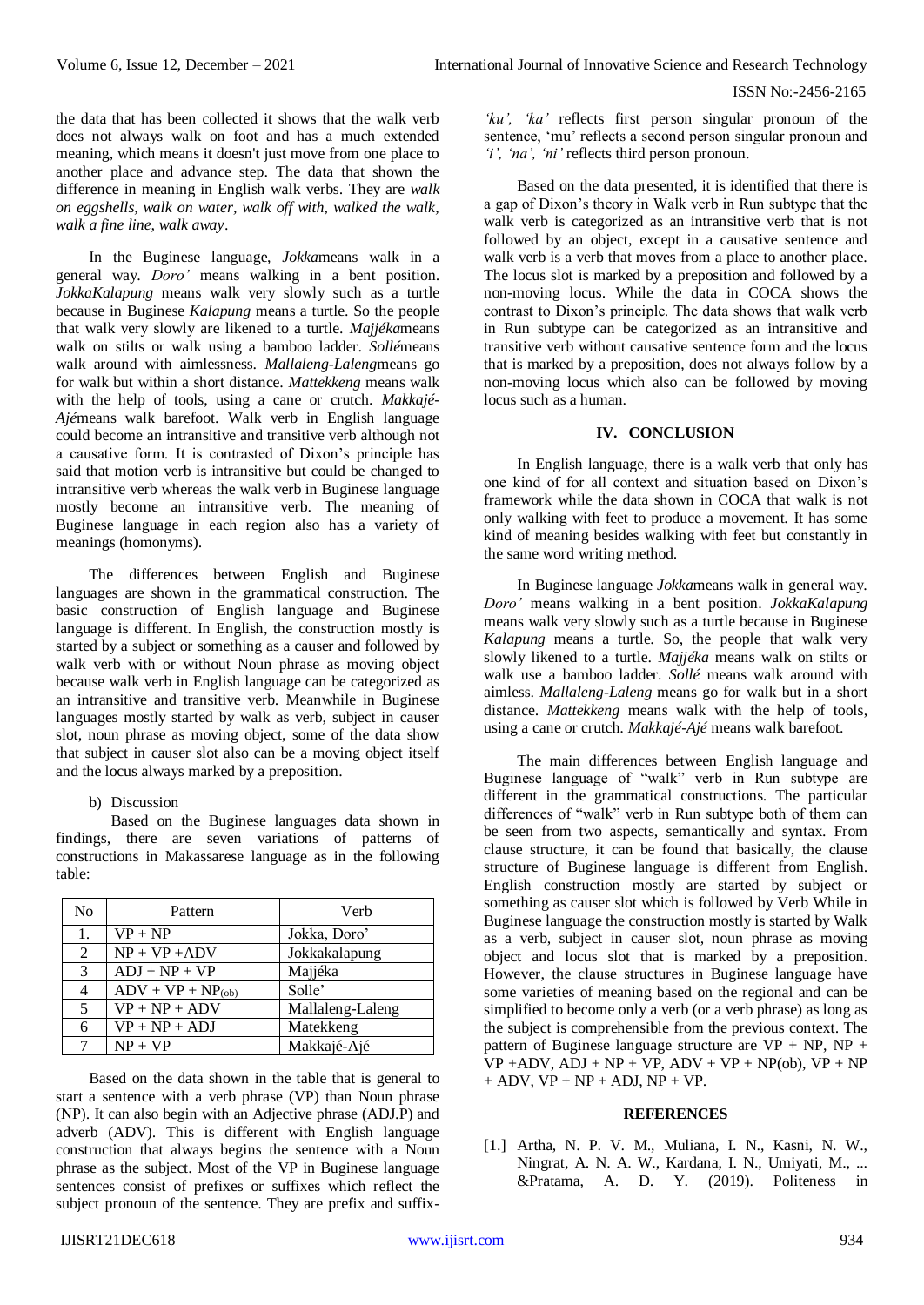the data that has been collected it shows that the walk verb does not always walk on foot and has a much extended meaning, which means it doesn't just move from one place to another place and advance step. The data that shown the difference in meaning in English walk verbs. They are *walk on eggshells, walk on water, walk off with, walked the walk, walk a fine line, walk away*.

In the Buginese language, *Jokka*means walk in a general way. *Doro'* means walking in a bent position. *JokkaKalapung* means walk very slowly such as a turtle because in Buginese *Kalapung* means a turtle. So the people that walk very slowly are likened to a turtle. *Majjéka*means walk on stilts or walk using a bamboo ladder. *Sollé*means walk around with aimlessness. *Mallaleng-Laleng*means go for walk but within a short distance. *Mattekkeng* means walk with the help of tools, using a cane or crutch. *Makkajé-Ajé*means walk barefoot. Walk verb in English language could become an intransitive and transitive verb although not a causative form. It is contrasted of Dixon's principle has said that motion verb is intransitive but could be changed to intransitive verb whereas the walk verb in Buginese language mostly become an intransitive verb. The meaning of Buginese language in each region also has a variety of meanings (homonyms).

The differences between English and Buginese languages are shown in the grammatical construction. The basic construction of English language and Buginese language is different. In English, the construction mostly is started by a subject or something as a causer and followed by walk verb with or without Noun phrase as moving object because walk verb in English language can be categorized as an intransitive and transitive verb. Meanwhile in Buginese languages mostly started by walk as verb, subject in causer slot, noun phrase as moving object, some of the data show that subject in causer slot also can be a moving object itself and the locus always marked by a preposition.

b) Discussion

Based on the Buginese languages data shown in findings, there are seven variations of patterns of constructions in Makassarese language as in the following table:

| No | Pattern | Verb |
|---|---|---|
| 1. | VP + NP | Jokka, Doro' |
| 2 | NP + VP +ADV | Jokkakalapung |
| 3 | ADJ + NP + VP | Majjéka |
| 4 | ADV + VP + $NP_{(ob)}$ | Solle' |
| 5 | VP + NP + ADV | Mallaleng-Laleng |
| 6 | VP + NP + ADJ | Matekkeng |
| 7 | NP + VP | Makkajé-Ajé |

Based on the data shown in the table that is general to start a sentence with a verb phrase (VP) than Noun phrase (NP). It can also begin with an Adjective phrase (ADJ.P) and adverb (ADV). This is different with English language construction that always begins the sentence with a Noun phrase as the subject. Most of the VP in Buginese language sentences consist of prefixes or suffixes which reflect the subject pronoun of the sentence. They are prefix and suffix-*'ku', 'ka'* reflects first person singular pronoun of the sentence, 'mu' reflects a second person singular pronoun and *'i', 'na', 'ni'* reflects third person pronoun.

Based on the data presented, it is identified that there is a gap of Dixon's theory in Walk verb in Run subtype that the walk verb is categorized as an intransitive verb that is not followed by an object, except in a causative sentence and walk verb is a verb that moves from a place to another place. The locus slot is marked by a preposition and followed by a non-moving locus. While the data in COCA shows the contrast to Dixon's principle. The data shows that walk verb in Run subtype can be categorized as an intransitive and transitive verb without causative sentence form and the locus that is marked by a preposition, does not always follow by a non-moving locus which also can be followed by moving locus such as a human.

## IV. CONCLUSION

In English language, there is a walk verb that only has one kind of for all context and situation based on Dixon's framework while the data shown in COCA that walk is not only walking with feet to produce a movement. It has some kind of meaning besides walking with feet but constantly in the same word writing method.

In Buginese language *Jokka*means walk in general way. *Doro'* means walking in a bent position. *JokkaKalapung* means walk very slowly such as a turtle because in Buginese *Kalapung* means a turtle. So, the people that walk very slowly likened to a turtle. *Majjéka* means walk on stilts or walk use a bamboo ladder. *Sollé* means walk around with aimless. *Mallaleng-Laleng* means go for walk but in a short distance. *Mattekkeng* means walk with the help of tools, using a cane or crutch. *Makkajé-Ajé* means walk barefoot.

The main differences between English language and Buginese language of "walk" verb in Run subtype are different in the grammatical constructions. The particular differences of "walk" verb in Run subtype both of them can be seen from two aspects, semantically and syntax. From clause structure, it can be found that basically, the clause structure of Buginese language is different from English. English construction mostly are started by subject or something as causer slot which is followed by Verb While in Buginese language the construction mostly is started by Walk as a verb, subject in causer slot, noun phrase as moving object and locus slot that is marked by a preposition. However, the clause structures in Buginese language have some varieties of meaning based on the regional and can be simplified to become only a verb (or a verb phrase) as long as the subject is comprehensible from the previous context. The pattern of Buginese language structure are VP + NP, NP + VP +ADV, ADJ + NP + VP, ADV + VP + NP(ob), VP + NP + ADV, VP + NP + ADJ, NP + VP.

## REFERENCES

[1.] Artha, N. P. V. M., Muliana, I. N., Kasni, N. W., Ningrat, A. N. A. W., Kardana, I. N., Umiyati, M., ... &Pratama, A. D. Y. (2019). Politeness in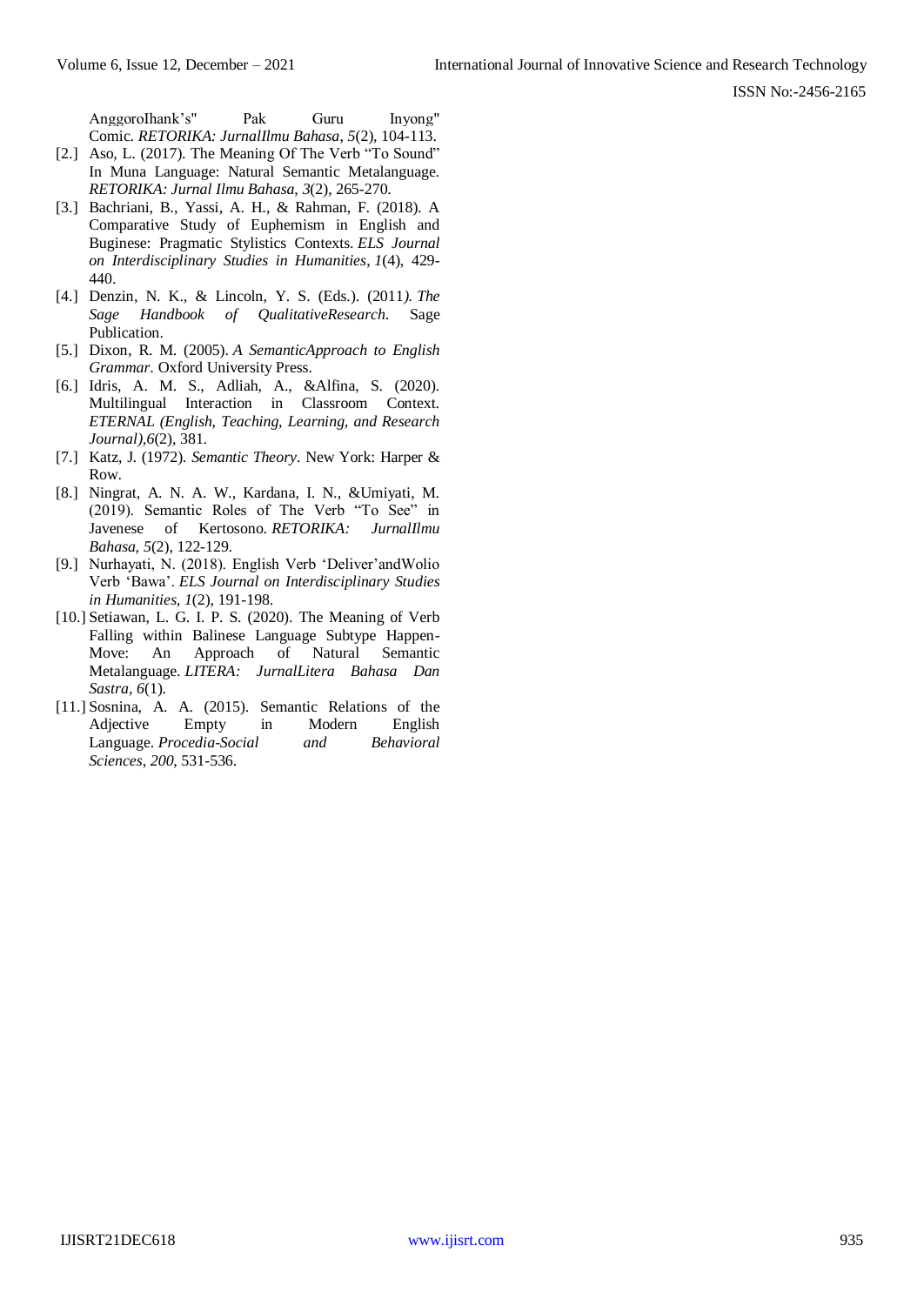AnggoroIhank's" Pak Guru Inyong" Comic. *RETORIKA: JurnalIlmu Bahasa*, *5*(2), 104-113.

[2.] Aso, L. (2017). The Meaning Of The Verb "To Sound" In Muna Language: Natural Semantic Metalanguage. *RETORIKA: Jurnal Ilmu Bahasa*, *3*(2), 265-270.

[3.] Bachriani, B., Yassi, A. H., & Rahman, F. (2018). A Comparative Study of Euphemism in English and Buginese: Pragmatic Stylistics Contexts. *ELS Journal on Interdisciplinary Studies in Humanities*, *1*(4), 429-440.

[4.] Denzin, N. K., & Lincoln, Y. S. (Eds.). (2011*). The Sage Handbook of QualitativeResearch*. Sage Publication.

[5.] Dixon, R. M. (2005). *A SemanticApproach to English Grammar*. Oxford University Press.

[6.] Idris, A. M. S., Adliah, A., &Alfina, S. (2020). Multilingual Interaction in Classroom Context. *ETERNAL (English, Teaching, Learning, and Research Journal)*,*6*(2), 381.

[7.] Katz, J. (1972). *Semantic Theory*. New York: Harper & Row.

[8.] Ningrat, A. N. A. W., Kardana, I. N., &Umiyati, M. (2019). Semantic Roles of The Verb "To See" in Javenese of Kertosono. *RETORIKA: JurnalIlmu Bahasa*, *5*(2), 122-129.

[9.] Nurhayati, N. (2018). English Verb 'Deliver'andWolio Verb 'Bawa'. *ELS Journal on Interdisciplinary Studies in Humanities*, *1*(2), 191-198.

[10.] Setiawan, L. G. I. P. S. (2020). The Meaning of Verb Falling within Balinese Language Subtype Happen-Move: An Approach of Natural Semantic Metalanguage. *LITERA: JurnalLitera Bahasa Dan Sastra*, *6*(1).

[11.] Sosnina, A. A. (2015). Semantic Relations of the Adjective Empty in Modern English Language. *Procedia-Social and Behavioral Sciences*, *200*, 531-536.